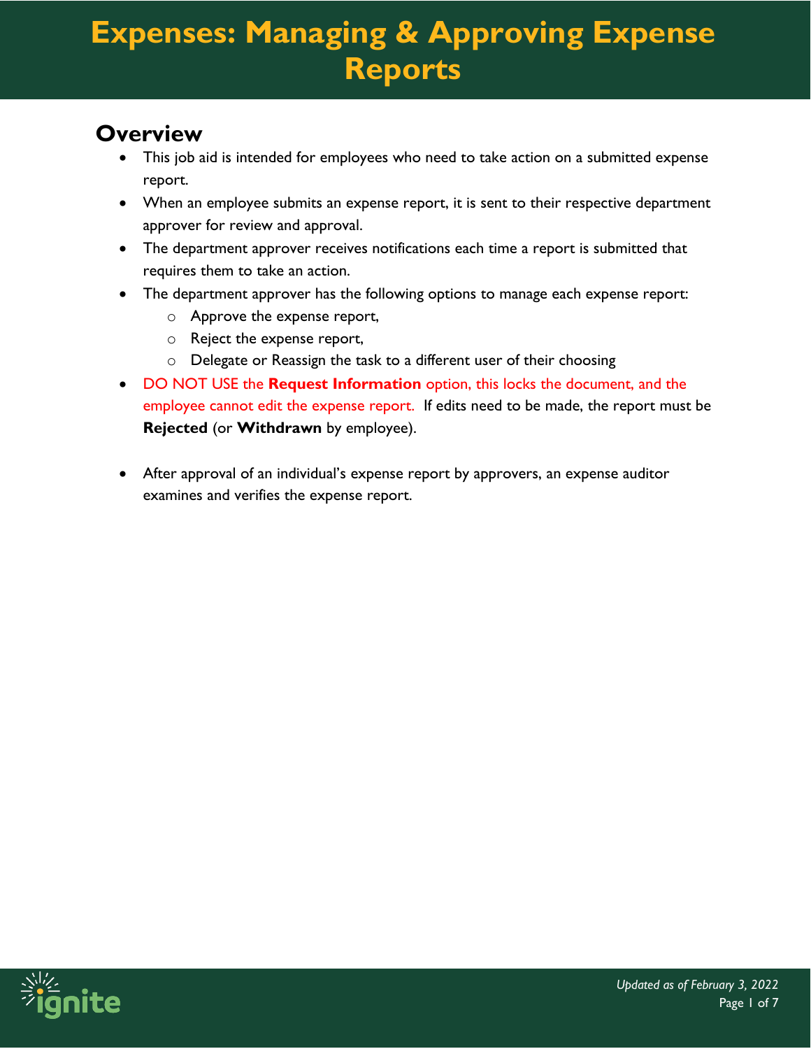# Expenses: Managing & Approving Expense Reports

## Overview

- This job aid is intended for employees who need to take action on a submitted expense report.
- When an employee submits an expense report, it is sent to their respective department approver for review and approval.
- The department approver receives notifications each time a report is submitted that requires them to take an action.
- The department approver has the following options to manage each expense report:
  - Approve the expense report,
  - Reject the expense report,
  - Delegate or Reassign the task to a different user of their choosing
- DO NOT USE the **Request Information** option, this locks the document, and the employee cannot edit the expense report. If edits need to be made, the report must be **Rejected** (or **Withdrawn** by employee).

- After approval of an individual's expense report by approvers, an expense auditor examines and verifies the expense report.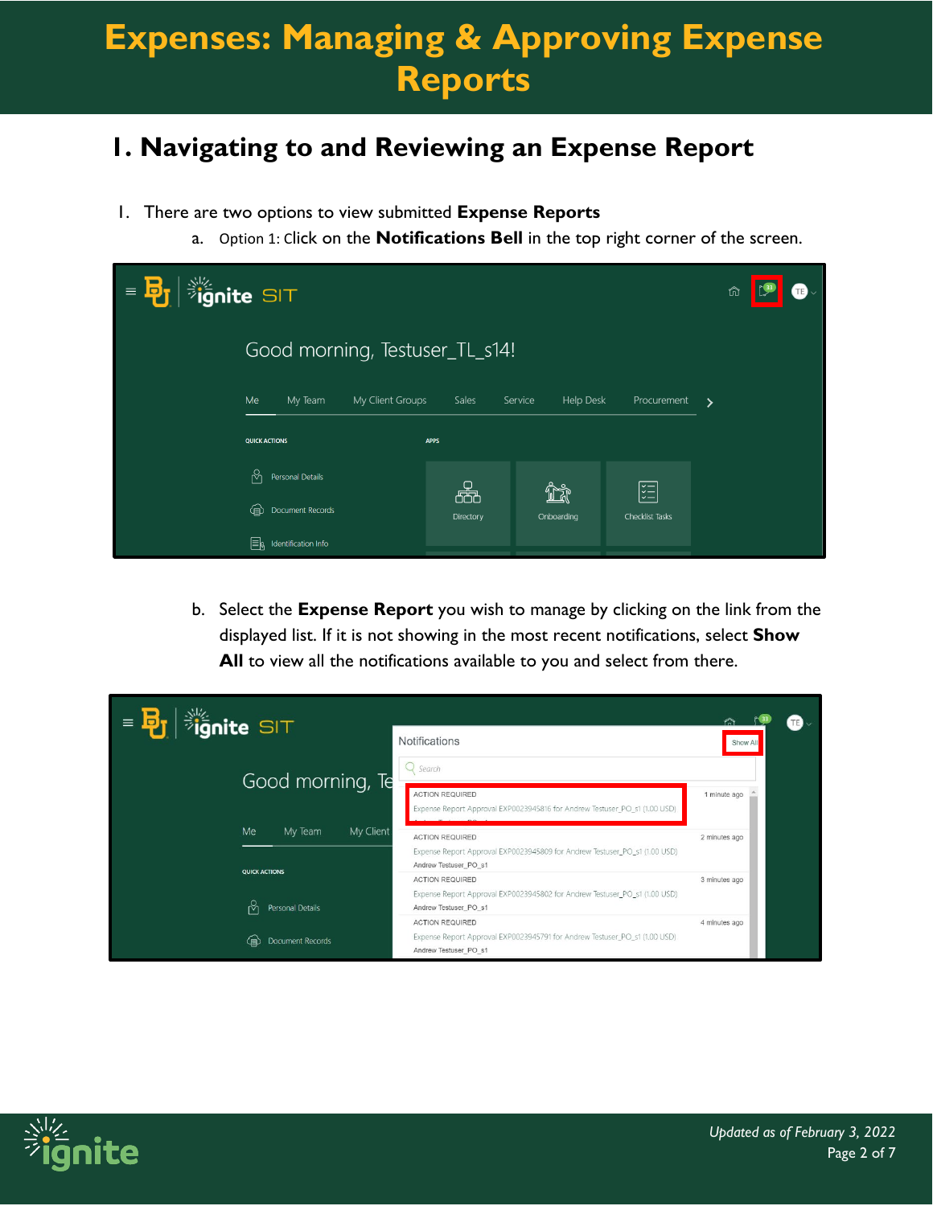# Expenses: Managing & Approving Expense Reports

## 1. Navigating to and Reviewing an Expense Report

1. There are two options to view submitted **Expense Reports**
   a. Option 1: Click on the **Notifications Bell** in the top right corner of the screen.

   b. Select the **Expense Report** you wish to manage by clicking on the link from the displayed list. If it is not showing in the most recent notifications, select **Show All** to view all the notifications available to you and select from there.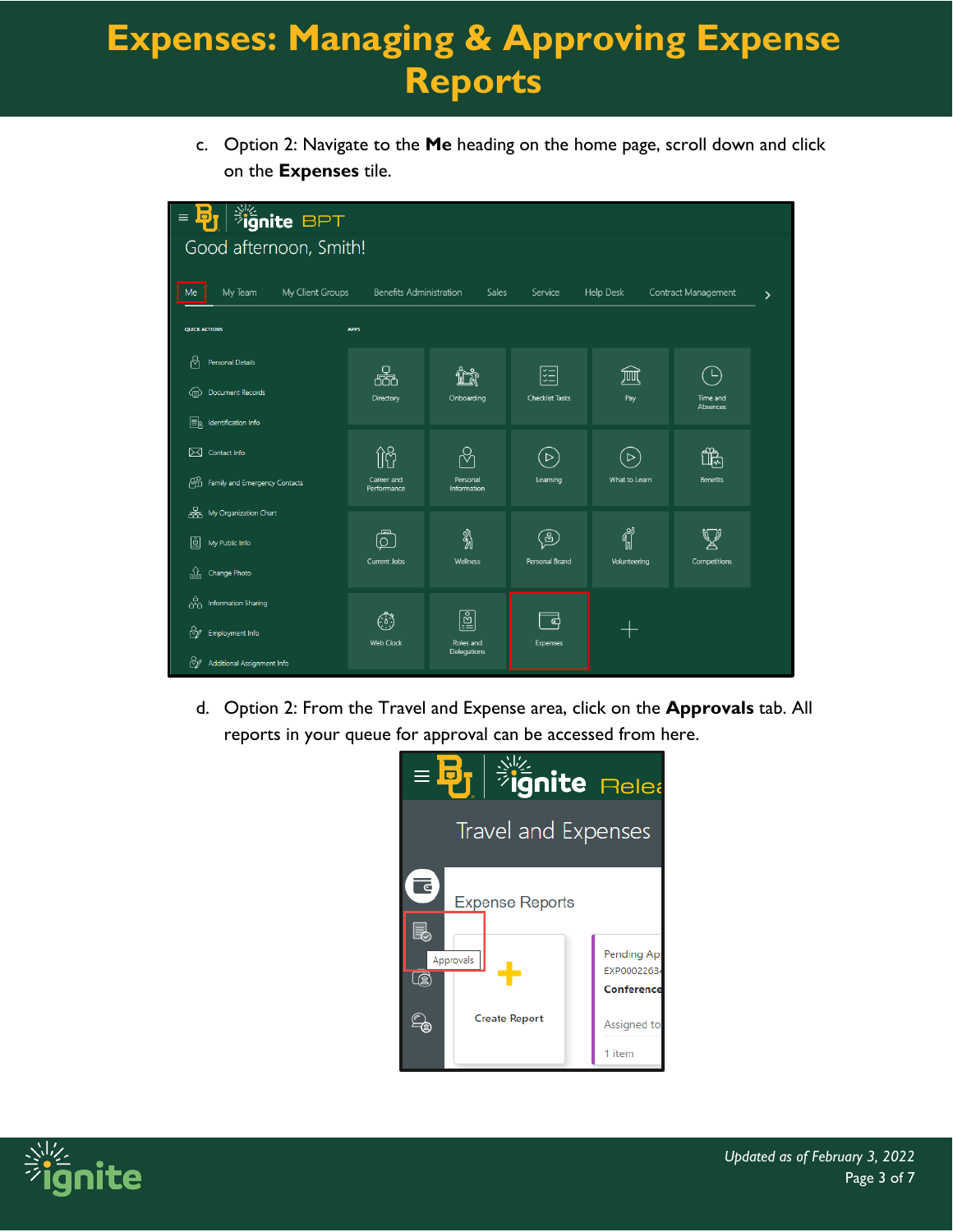c. Option 2: Navigate to the **Me** heading on the home page, scroll down and click on the **Expenses** tile.

d. Option 2: From the Travel and Expense area, click on the **Approvals** tab. All reports in your queue for approval can be accessed from here.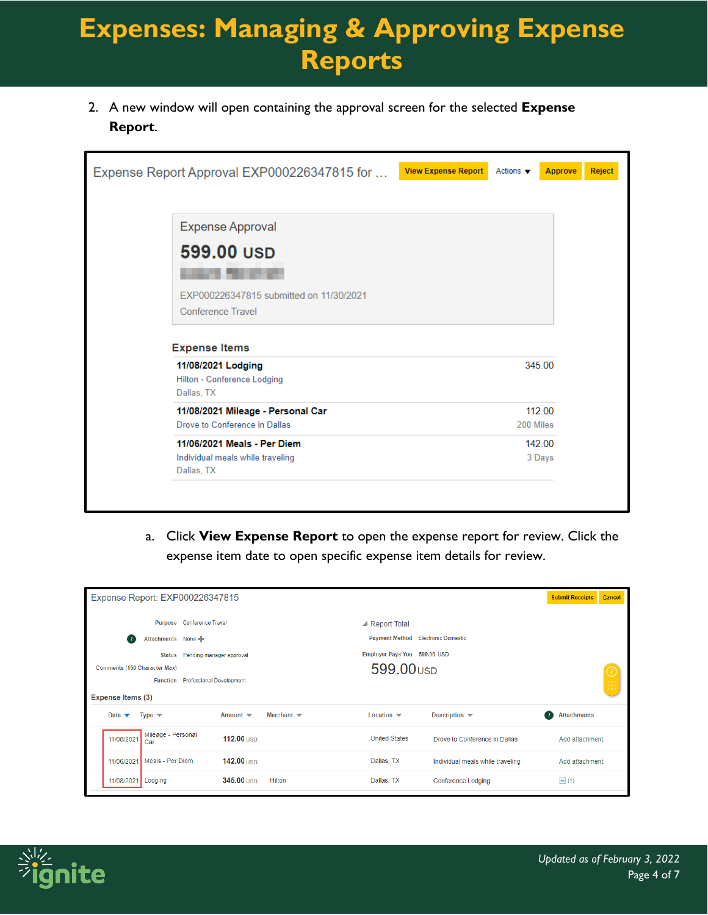# Expenses: Managing & Approving Expense Reports

2. A new window will open containing the approval screen for the selected **Expense Report**.

Expense Report Approval EXP000226347815 for … | **View Expense Report** | Actions ▾ | **Approve** | **Reject**

Expense Approval

**599.00 USD**

EXP000226347815 submitted on 11/30/2021

Conference Travel

**Expense Items**

| Item | Amount |
|---|---|
| **11/08/2021 Lodging**<br>Hilton - Conference Lodging<br>Dallas, TX | 345.00 |
| **11/08/2021 Mileage - Personal Car**<br>Drove to Conference in Dallas | 112.00<br>200 Miles |
| **11/06/2021 Meals - Per Diem**<br>Individual meals while traveling<br>Dallas, TX | 142.00<br>3 Days |

a. Click **View Expense Report** to open the expense report for review. Click the expense item date to open specific expense item details for review.

Expense Report: EXP000226347815 | **Submit Receipts** | **Cancel**

- Purpose: Conference Travel
- Attachments: None
- Status: Pending manager approval
- Comments (150 Character Max)
- Function: Professional Development

Report Total

- Payment Method: Electronic Domestic
- Employer Pays You: 599.00 USD

599.00 USD

Expense Items (3)

| Date | Type | Amount | Merchant | Location | Description | Attachments |
|---|---|---|---|---|---|---|
| 11/08/2021 | Mileage - Personal Car | 112.00 USD | | United States | Drove to Conference in Dallas | Add attachment |
| 11/06/2021 | Meals - Per Diem | 142.00 USD | | Dallas, TX | Individual meals while traveling | Add attachment |
| 11/08/2021 | Lodging | 345.00 USD | Hilton | Dallas, TX | Conference Lodging | (1) |

*Updated as of February 3, 2022*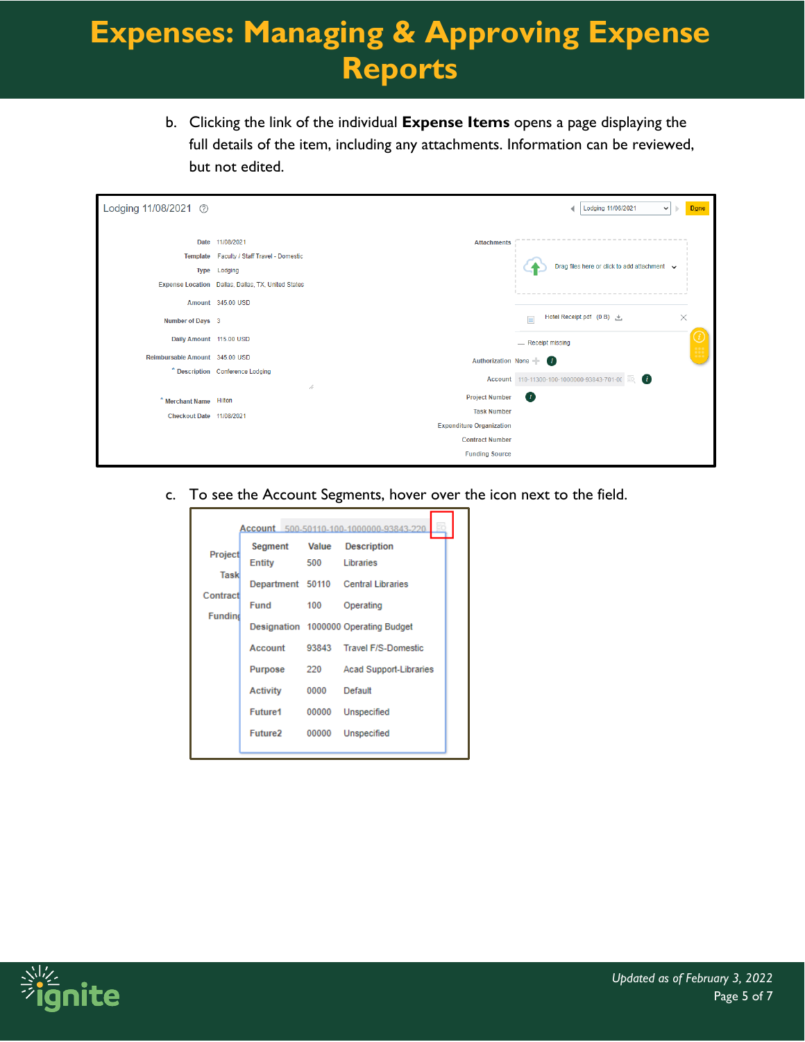b. Clicking the link of the individual **Expense Items** opens a page displaying the full details of the item, including any attachments. Information can be reviewed, but not edited.

Lodging 11/08/2021

| | |
|---|---|
| Date | 11/08/2021 |
| Template | Faculty / Staff Travel - Domestic |
| Type | Lodging |
| Expense Location | Dallas, Dallas, TX, United States |
| Amount | 345.00 USD |
| Number of Days | 3 |
| Daily Amount | 115.00 USD |
| Reimbursable Amount | 345.00 USD |
| * Description | Conference Lodging |
| * Merchant Name | Hilton |
| Checkout Date | 11/08/2021 |

| | |
|---|---|
| Attachments | Drag files here or click to add attachment; Hotel Receipt.pdf (0 B) |
| | Receipt missing |
| Authorization | None |
| Account | 110-11300-100-1000000-93843-701-0( |
| Project Number | |
| Task Number | |
| Expenditure Organization | |
| Contract Number | |
| Funding Source | |

c. To see the Account Segments, hover over the icon next to the field.

Account 500-50110-100-1000000-93843-220

| Segment | Value | Description |
|---|---|---|
| Entity | 500 | Libraries |
| Department | 50110 | Central Libraries |
| Fund | 100 | Operating |
| Designation | 1000000 | Operating Budget |
| Account | 93843 | Travel F/S-Domestic |
| Purpose | 220 | Acad Support-Libraries |
| Activity | 0000 | Default |
| Future1 | 00000 | Unspecified |
| Future2 | 00000 | Unspecified |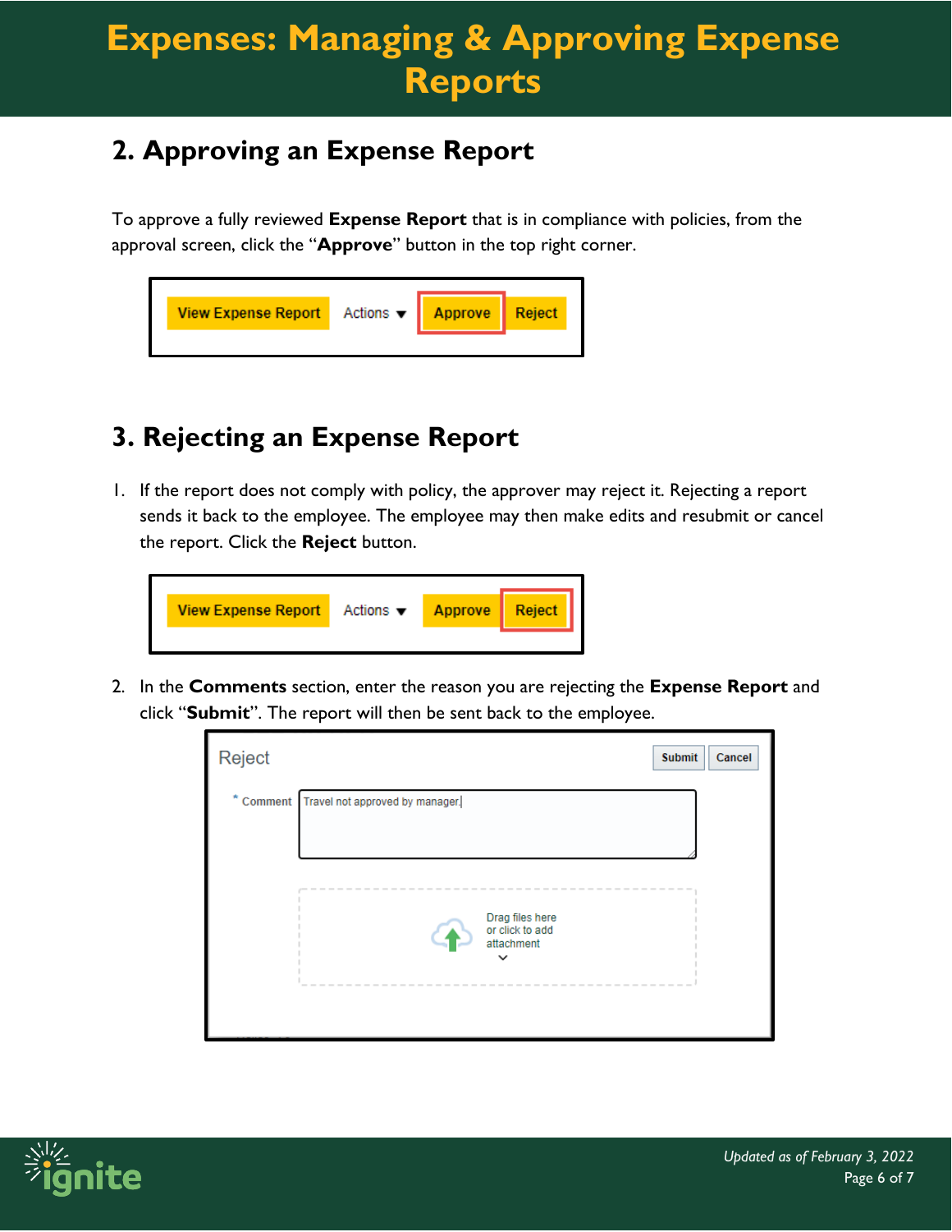## 2. Approving an Expense Report

To approve a fully reviewed **Expense Report** that is in compliance with policies, from the approval screen, click the “**Approve**” button in the top right corner.

## 3. Rejecting an Expense Report

1. If the report does not comply with policy, the approver may reject it. Rejecting a report sends it back to the employee. The employee may then make edits and resubmit or cancel the report. Click the **Reject** button.

2. In the **Comments** section, enter the reason you are rejecting the **Expense Report** and click “**Submit**”. The report will then be sent back to the employee.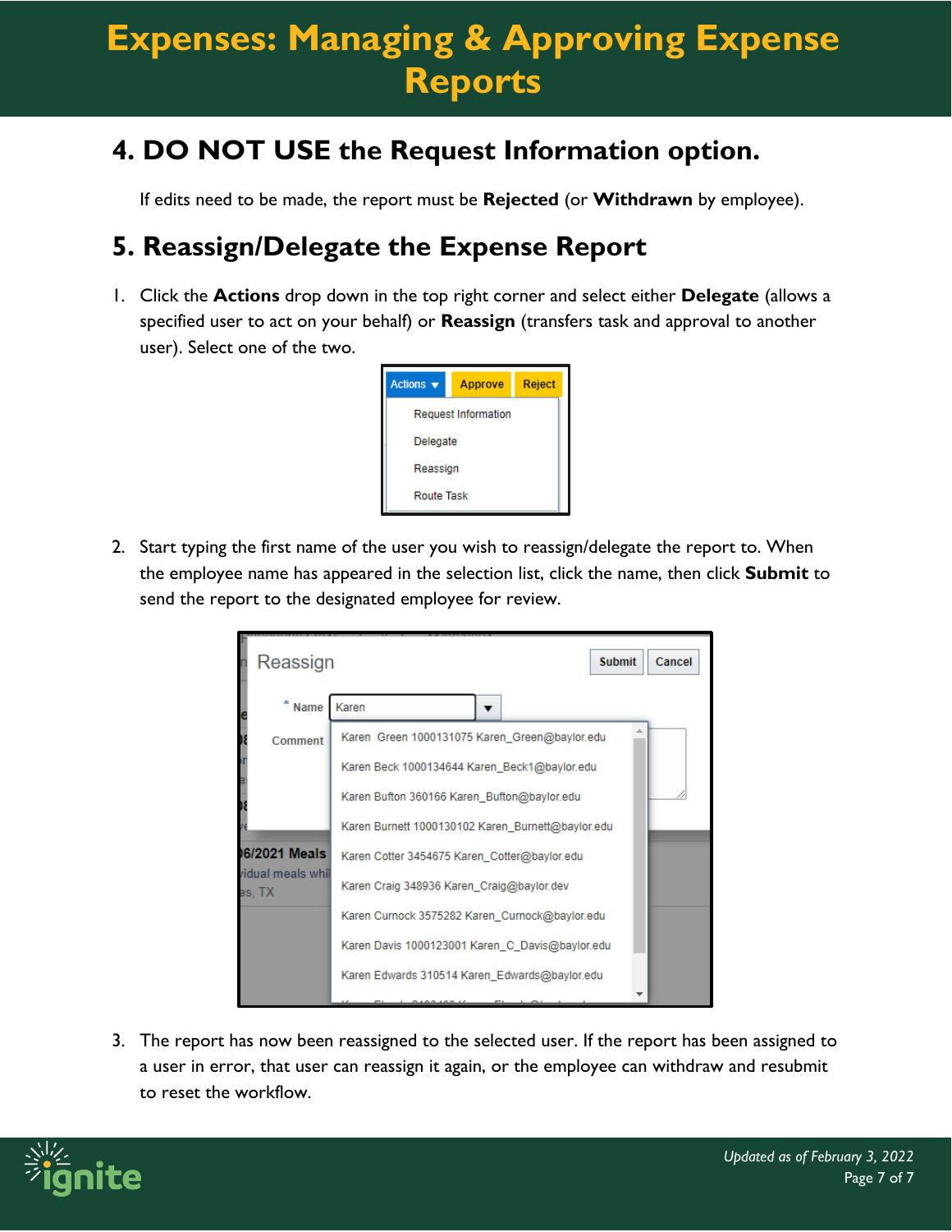# Expenses: Managing & Approving Expense Reports

## 4. DO NOT USE the Request Information option.

If edits need to be made, the report must be **Rejected** (or **Withdrawn** by employee).

## 5. Reassign/Delegate the Expense Report

1. Click the **Actions** drop down in the top right corner and select either **Delegate** (allows a specified user to act on your behalf) or **Reassign** (transfers task and approval to another user). Select one of the two.

2. Start typing the first name of the user you wish to reassign/delegate the report to. When the employee name has appeared in the selection list, click the name, then click **Submit** to send the report to the designated employee for review.

3. The report has now been reassigned to the selected user. If the report has been assigned to a user in error, that user can reassign it again, or the employee can withdraw and resubmit to reset the workflow.